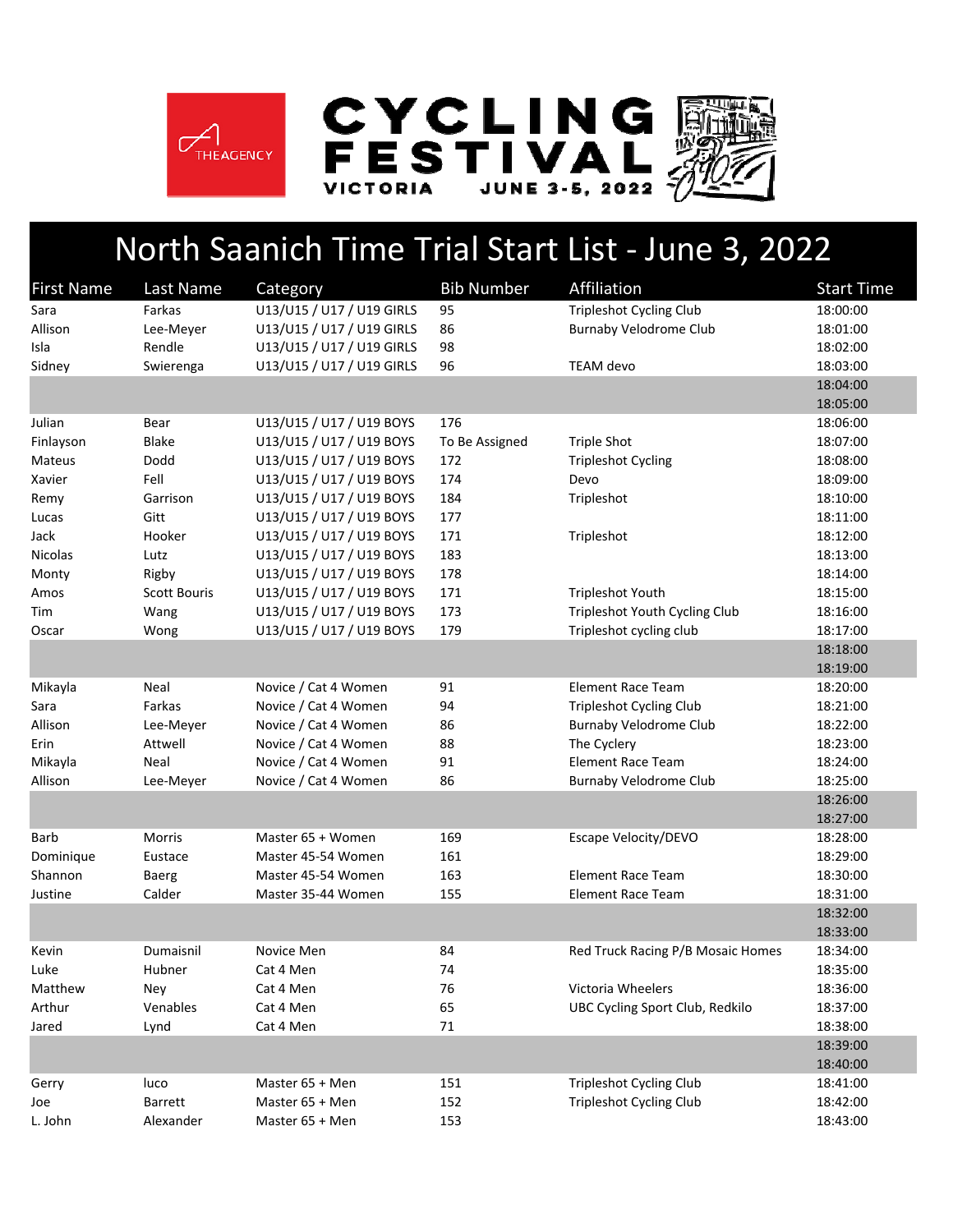THEAGENCY

CYCLING FESTIVAL VICTORIA JUNE 3-5, 2022

# North Saanich Time Trial Start List - June 3, 2022

| First Name | Last Name | Category | Bib Number | Affiliation | Start Time |
|---|---|---|---|---|---|
| Sara | Farkas | U13/U15 / U17 / U19 GIRLS | 95 | Tripleshot Cycling Club | 18:00:00 |
| Allison | Lee-Meyer | U13/U15 / U17 / U19 GIRLS | 86 | Burnaby Velodrome Club | 18:01:00 |
| Isla | Rendle | U13/U15 / U17 / U19 GIRLS | 98 | | 18:02:00 |
| Sidney | Swierenga | U13/U15 / U17 / U19 GIRLS | 96 | TEAM devo | 18:03:00 |
| | | | | | 18:04:00 |
| | | | | | 18:05:00 |
| Julian | Bear | U13/U15 / U17 / U19 BOYS | 176 | | 18:06:00 |
| Finlayson | Blake | U13/U15 / U17 / U19 BOYS | To Be Assigned | Triple Shot | 18:07:00 |
| Mateus | Dodd | U13/U15 / U17 / U19 BOYS | 172 | Tripleshot Cycling | 18:08:00 |
| Xavier | Fell | U13/U15 / U17 / U19 BOYS | 174 | Devo | 18:09:00 |
| Remy | Garrison | U13/U15 / U17 / U19 BOYS | 184 | Tripleshot | 18:10:00 |
| Lucas | Gitt | U13/U15 / U17 / U19 BOYS | 177 | | 18:11:00 |
| Jack | Hooker | U13/U15 / U17 / U19 BOYS | 171 | Tripleshot | 18:12:00 |
| Nicolas | Lutz | U13/U15 / U17 / U19 BOYS | 183 | | 18:13:00 |
| Monty | Rigby | U13/U15 / U17 / U19 BOYS | 178 | | 18:14:00 |
| Amos | Scott Bouris | U13/U15 / U17 / U19 BOYS | 171 | Tripleshot Youth | 18:15:00 |
| Tim | Wang | U13/U15 / U17 / U19 BOYS | 173 | Tripleshot Youth Cycling Club | 18:16:00 |
| Oscar | Wong | U13/U15 / U17 / U19 BOYS | 179 | Tripleshot cycling club | 18:17:00 |
| | | | | | 18:18:00 |
| | | | | | 18:19:00 |
| Mikayla | Neal | Novice / Cat 4 Women | 91 | Element Race Team | 18:20:00 |
| Sara | Farkas | Novice / Cat 4 Women | 94 | Tripleshot Cycling Club | 18:21:00 |
| Allison | Lee-Meyer | Novice / Cat 4 Women | 86 | Burnaby Velodrome Club | 18:22:00 |
| Erin | Attwell | Novice / Cat 4 Women | 88 | The Cyclery | 18:23:00 |
| Mikayla | Neal | Novice / Cat 4 Women | 91 | Element Race Team | 18:24:00 |
| Allison | Lee-Meyer | Novice / Cat 4 Women | 86 | Burnaby Velodrome Club | 18:25:00 |
| | | | | | 18:26:00 |
| | | | | | 18:27:00 |
| Barb | Morris | Master 65 + Women | 169 | Escape Velocity/DEVO | 18:28:00 |
| Dominique | Eustace | Master 45-54 Women | 161 | | 18:29:00 |
| Shannon | Baerg | Master 45-54 Women | 163 | Element Race Team | 18:30:00 |
| Justine | Calder | Master 35-44 Women | 155 | Element Race Team | 18:31:00 |
| | | | | | 18:32:00 |
| | | | | | 18:33:00 |
| Kevin | Dumaisnil | Novice Men | 84 | Red Truck Racing P/B Mosaic Homes | 18:34:00 |
| Luke | Hubner | Cat 4 Men | 74 | | 18:35:00 |
| Matthew | Ney | Cat 4 Men | 76 | Victoria Wheelers | 18:36:00 |
| Arthur | Venables | Cat 4 Men | 65 | UBC Cycling Sport Club, Redkilo | 18:37:00 |
| Jared | Lynd | Cat 4 Men | 71 | | 18:38:00 |
| | | | | | 18:39:00 |
| | | | | | 18:40:00 |
| Gerry | luco | Master 65 + Men | 151 | Tripleshot Cycling Club | 18:41:00 |
| Joe | Barrett | Master 65 + Men | 152 | Tripleshot Cycling Club | 18:42:00 |
| L. John | Alexander | Master 65 + Men | 153 | | 18:43:00 |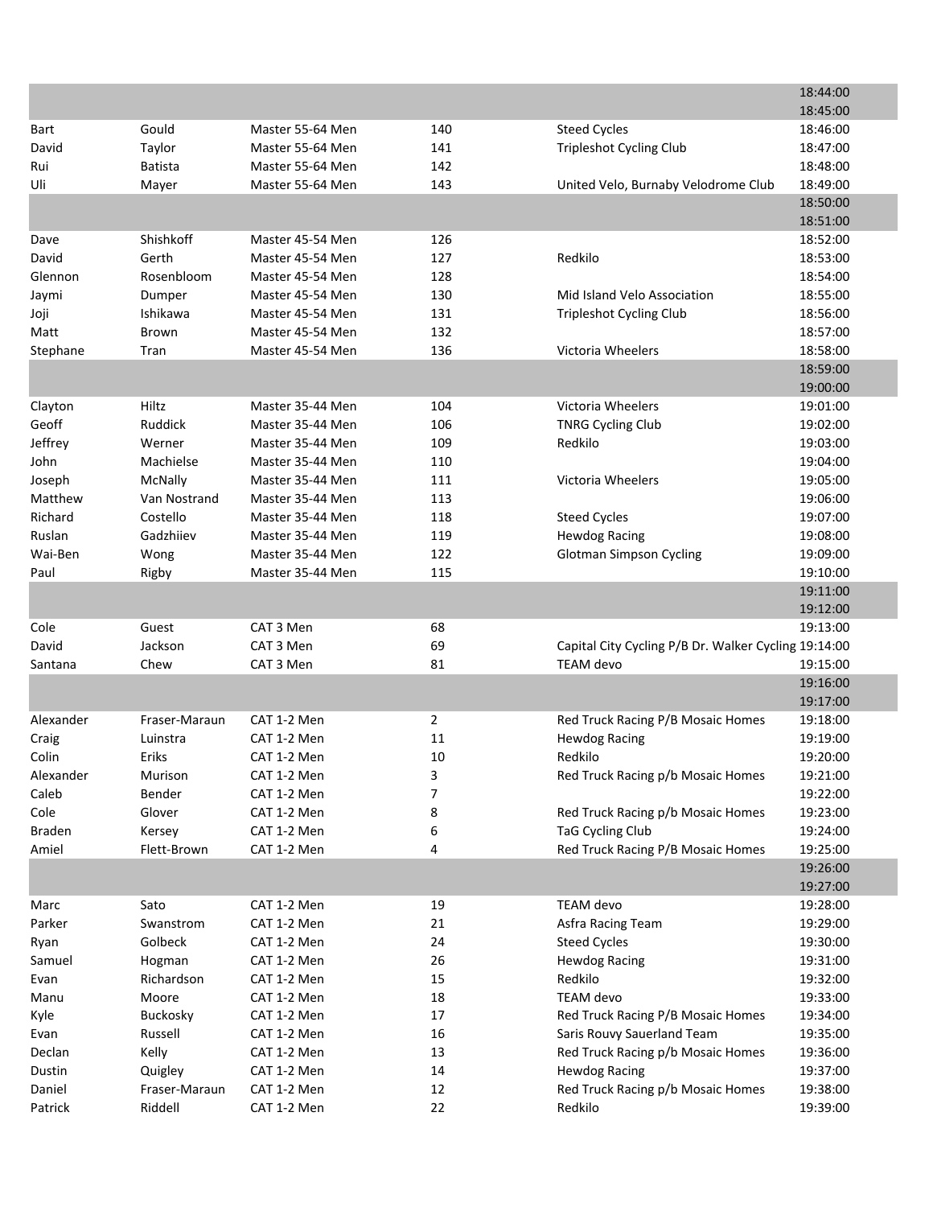| | | | | | |
|---|---|---|---|---|---|
| | | | | | 18:44:00 |
| | | | | | 18:45:00 |
| Bart | Gould | Master 55-64 Men | 140 | Steed Cycles | 18:46:00 |
| David | Taylor | Master 55-64 Men | 141 | Tripleshot Cycling Club | 18:47:00 |
| Rui | Batista | Master 55-64 Men | 142 | | 18:48:00 |
| Uli | Mayer | Master 55-64 Men | 143 | United Velo, Burnaby Velodrome Club | 18:49:00 |
| | | | | | 18:50:00 |
| | | | | | 18:51:00 |
| Dave | Shishkoff | Master 45-54 Men | 126 | | 18:52:00 |
| David | Gerth | Master 45-54 Men | 127 | Redkilo | 18:53:00 |
| Glennon | Rosenbloom | Master 45-54 Men | 128 | | 18:54:00 |
| Jaymi | Dumper | Master 45-54 Men | 130 | Mid Island Velo Association | 18:55:00 |
| Joji | Ishikawa | Master 45-54 Men | 131 | Tripleshot Cycling Club | 18:56:00 |
| Matt | Brown | Master 45-54 Men | 132 | | 18:57:00 |
| Stephane | Tran | Master 45-54 Men | 136 | Victoria Wheelers | 18:58:00 |
| | | | | | 18:59:00 |
| | | | | | 19:00:00 |
| Clayton | Hiltz | Master 35-44 Men | 104 | Victoria Wheelers | 19:01:00 |
| Geoff | Ruddick | Master 35-44 Men | 106 | TNRG Cycling Club | 19:02:00 |
| Jeffrey | Werner | Master 35-44 Men | 109 | Redkilo | 19:03:00 |
| John | Machielse | Master 35-44 Men | 110 | | 19:04:00 |
| Joseph | McNally | Master 35-44 Men | 111 | Victoria Wheelers | 19:05:00 |
| Matthew | Van Nostrand | Master 35-44 Men | 113 | | 19:06:00 |
| Richard | Costello | Master 35-44 Men | 118 | Steed Cycles | 19:07:00 |
| Ruslan | Gadzhiiev | Master 35-44 Men | 119 | Hewdog Racing | 19:08:00 |
| Wai-Ben | Wong | Master 35-44 Men | 122 | Glotman Simpson Cycling | 19:09:00 |
| Paul | Rigby | Master 35-44 Men | 115 | | 19:10:00 |
| | | | | | 19:11:00 |
| | | | | | 19:12:00 |
| Cole | Guest | CAT 3 Men | 68 | | 19:13:00 |
| David | Jackson | CAT 3 Men | 69 | Capital City Cycling P/B Dr. Walker Cycling | 19:14:00 |
| Santana | Chew | CAT 3 Men | 81 | TEAM devo | 19:15:00 |
| | | | | | 19:16:00 |
| | | | | | 19:17:00 |
| Alexander | Fraser-Maraun | CAT 1-2 Men | 2 | Red Truck Racing P/B Mosaic Homes | 19:18:00 |
| Craig | Luinstra | CAT 1-2 Men | 11 | Hewdog Racing | 19:19:00 |
| Colin | Eriks | CAT 1-2 Men | 10 | Redkilo | 19:20:00 |
| Alexander | Murison | CAT 1-2 Men | 3 | Red Truck Racing p/b Mosaic Homes | 19:21:00 |
| Caleb | Bender | CAT 1-2 Men | 7 | | 19:22:00 |
| Cole | Glover | CAT 1-2 Men | 8 | Red Truck Racing p/b Mosaic Homes | 19:23:00 |
| Braden | Kersey | CAT 1-2 Men | 6 | TaG Cycling Club | 19:24:00 |
| Amiel | Flett-Brown | CAT 1-2 Men | 4 | Red Truck Racing P/B Mosaic Homes | 19:25:00 |
| | | | | | 19:26:00 |
| | | | | | 19:27:00 |
| Marc | Sato | CAT 1-2 Men | 19 | TEAM devo | 19:28:00 |
| Parker | Swanstrom | CAT 1-2 Men | 21 | Asfra Racing Team | 19:29:00 |
| Ryan | Golbeck | CAT 1-2 Men | 24 | Steed Cycles | 19:30:00 |
| Samuel | Hogman | CAT 1-2 Men | 26 | Hewdog Racing | 19:31:00 |
| Evan | Richardson | CAT 1-2 Men | 15 | Redkilo | 19:32:00 |
| Manu | Moore | CAT 1-2 Men | 18 | TEAM devo | 19:33:00 |
| Kyle | Buckosky | CAT 1-2 Men | 17 | Red Truck Racing P/B Mosaic Homes | 19:34:00 |
| Evan | Russell | CAT 1-2 Men | 16 | Saris Rouvy Sauerland Team | 19:35:00 |
| Declan | Kelly | CAT 1-2 Men | 13 | Red Truck Racing p/b Mosaic Homes | 19:36:00 |
| Dustin | Quigley | CAT 1-2 Men | 14 | Hewdog Racing | 19:37:00 |
| Daniel | Fraser-Maraun | CAT 1-2 Men | 12 | Red Truck Racing p/b Mosaic Homes | 19:38:00 |
| Patrick | Riddell | CAT 1-2 Men | 22 | Redkilo | 19:39:00 |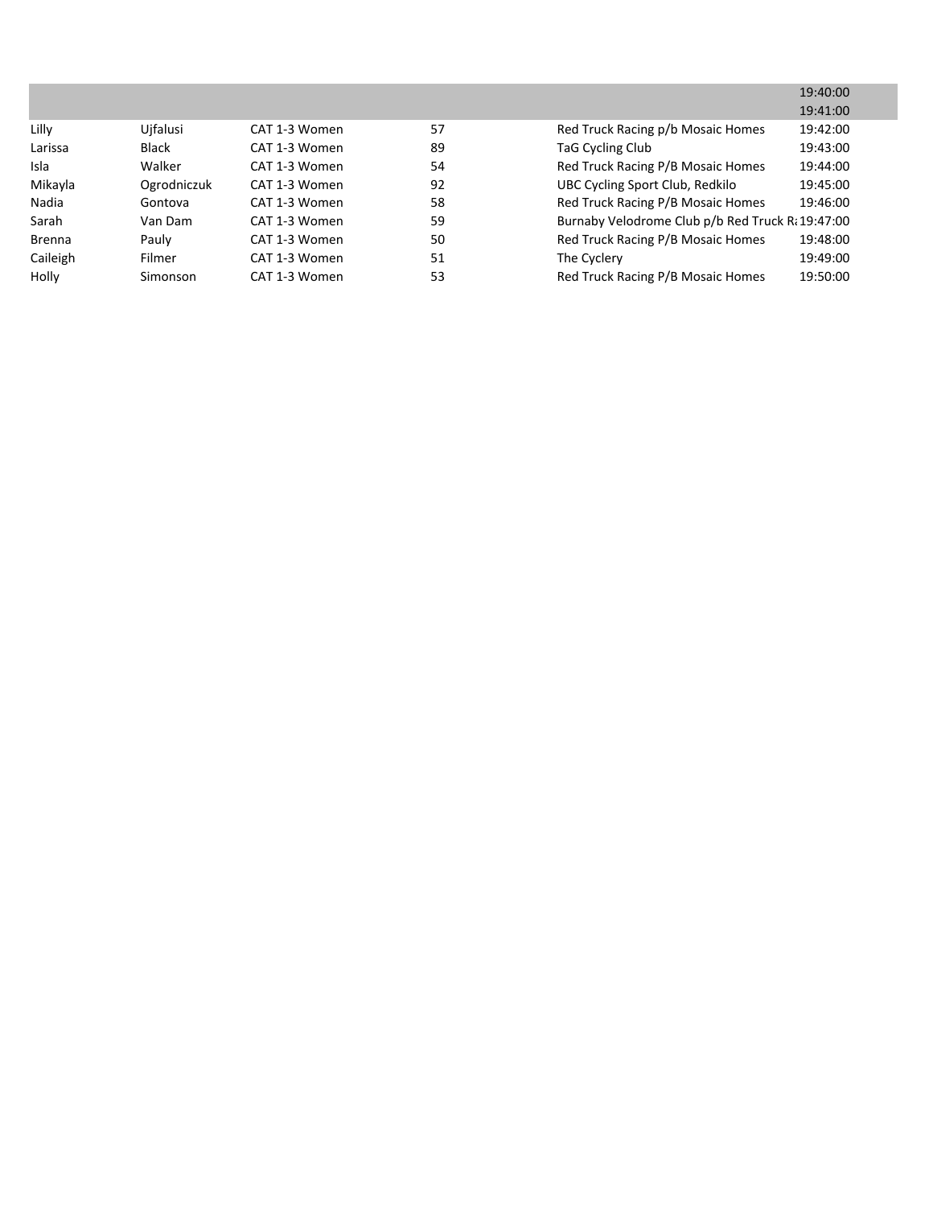| | | | | | |
|---|---|---|---|---|---|
| | | | | | 19:40:00 |
| | | | | | 19:41:00 |
| Lilly | Ujfalusi | CAT 1-3 Women | 57 | Red Truck Racing p/b Mosaic Homes | 19:42:00 |
| Larissa | Black | CAT 1-3 Women | 89 | TaG Cycling Club | 19:43:00 |
| Isla | Walker | CAT 1-3 Women | 54 | Red Truck Racing P/B Mosaic Homes | 19:44:00 |
| Mikayla | Ogrodniczuk | CAT 1-3 Women | 92 | UBC Cycling Sport Club, Redkilo | 19:45:00 |
| Nadia | Gontova | CAT 1-3 Women | 58 | Red Truck Racing P/B Mosaic Homes | 19:46:00 |
| Sarah | Van Dam | CAT 1-3 Women | 59 | Burnaby Velodrome Club p/b Red Truck Ra | 19:47:00 |
| Brenna | Pauly | CAT 1-3 Women | 50 | Red Truck Racing P/B Mosaic Homes | 19:48:00 |
| Caileigh | Filmer | CAT 1-3 Women | 51 | The Cyclery | 19:49:00 |
| Holly | Simonson | CAT 1-3 Women | 53 | Red Truck Racing P/B Mosaic Homes | 19:50:00 |